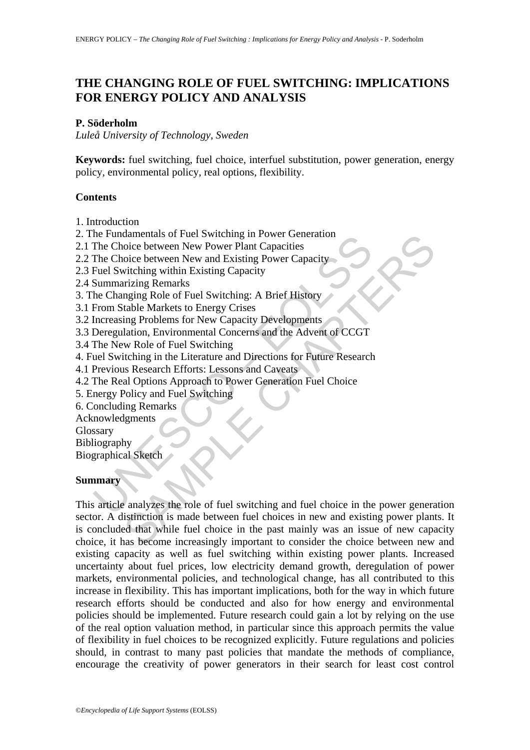# THE CHANGING ROLE OF FUEL SWITCHING: IMPLICATIONS FOR ENERGY POLICY AND ANALYSIS

**P. Söderholm**

*Luleå University of Technology, Sweden*

**Keywords:** fuel switching, fuel choice, interfuel substitution, power generation, energy policy, environmental policy, real options, flexibility.

## Contents

1. Introduction
2. The Fundamentals of Fuel Switching in Power Generation
2.1 The Choice between New Power Plant Capacities
2.2 The Choice between New and Existing Power Capacity
2.3 Fuel Switching within Existing Capacity
2.4 Summarizing Remarks
3. The Changing Role of Fuel Switching: A Brief History
3.1 From Stable Markets to Energy Crises
3.2 Increasing Problems for New Capacity Developments
3.3 Deregulation, Environmental Concerns and the Advent of CCGT
3.4 The New Role of Fuel Switching
4. Fuel Switching in the Literature and Directions for Future Research
4.1 Previous Research Efforts: Lessons and Caveats
4.2 The Real Options Approach to Power Generation Fuel Choice
5. Energy Policy and Fuel Switching
6. Concluding Remarks

Acknowledgments
Glossary
Bibliography
Biographical Sketch

## Summary

This article analyzes the role of fuel switching and fuel choice in the power generation sector. A distinction is made between fuel choices in new and existing power plants. It is concluded that while fuel choice in the past mainly was an issue of new capacity choice, it has become increasingly important to consider the choice between new and existing capacity as well as fuel switching within existing power plants. Increased uncertainty about fuel prices, low electricity demand growth, deregulation of power markets, environmental policies, and technological change, has all contributed to this increase in flexibility. This has important implications, both for the way in which future research efforts should be conducted and also for how energy and environmental policies should be implemented. Future research could gain a lot by relying on the use of the real option valuation method, in particular since this approach permits the value of flexibility in fuel choices to be recognized explicitly. Future regulations and policies should, in contrast to many past policies that mandate the methods of compliance, encourage the creativity of power generators in their search for least cost control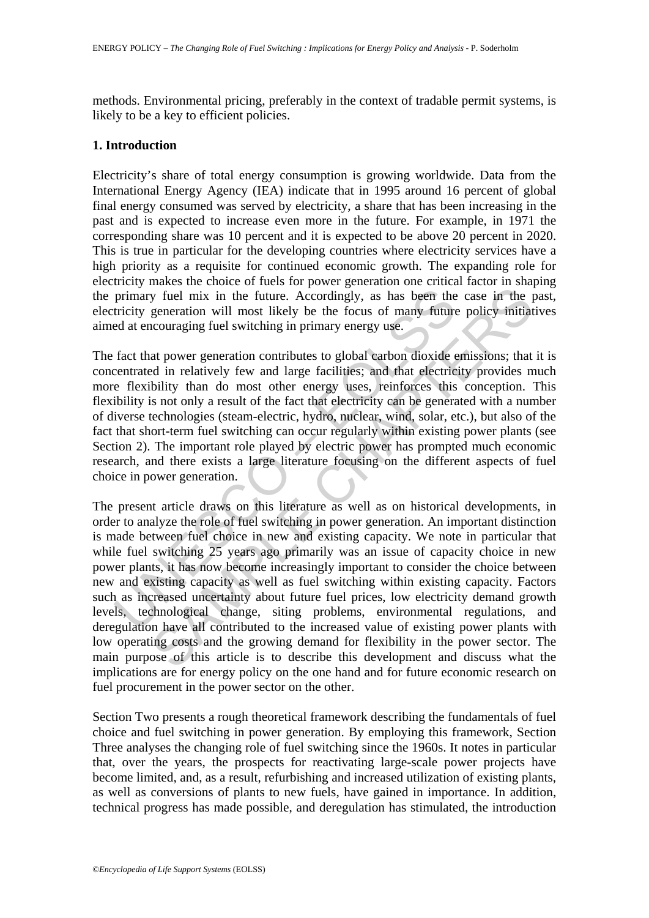methods. Environmental pricing, preferably in the context of tradable permit systems, is likely to be a key to efficient policies.

## 1. Introduction

Electricity's share of total energy consumption is growing worldwide. Data from the International Energy Agency (IEA) indicate that in 1995 around 16 percent of global final energy consumed was served by electricity, a share that has been increasing in the past and is expected to increase even more in the future. For example, in 1971 the corresponding share was 10 percent and it is expected to be above 20 percent in 2020. This is true in particular for the developing countries where electricity services have a high priority as a requisite for continued economic growth. The expanding role for electricity makes the choice of fuels for power generation one critical factor in shaping the primary fuel mix in the future. Accordingly, as has been the case in the past, electricity generation will most likely be the focus of many future policy initiatives aimed at encouraging fuel switching in primary energy use.

The fact that power generation contributes to global carbon dioxide emissions; that it is concentrated in relatively few and large facilities; and that electricity provides much more flexibility than do most other energy uses, reinforces this conception. This flexibility is not only a result of the fact that electricity can be generated with a number of diverse technologies (steam-electric, hydro, nuclear, wind, solar, etc.), but also of the fact that short-term fuel switching can occur regularly within existing power plants (see Section 2). The important role played by electric power has prompted much economic research, and there exists a large literature focusing on the different aspects of fuel choice in power generation.

The present article draws on this literature as well as on historical developments, in order to analyze the role of fuel switching in power generation. An important distinction is made between fuel choice in new and existing capacity. We note in particular that while fuel switching 25 years ago primarily was an issue of capacity choice in new power plants, it has now become increasingly important to consider the choice between new and existing capacity as well as fuel switching within existing capacity. Factors such as increased uncertainty about future fuel prices, low electricity demand growth levels, technological change, siting problems, environmental regulations, and deregulation have all contributed to the increased value of existing power plants with low operating costs and the growing demand for flexibility in the power sector. The main purpose of this article is to describe this development and discuss what the implications are for energy policy on the one hand and for future economic research on fuel procurement in the power sector on the other.

Section Two presents a rough theoretical framework describing the fundamentals of fuel choice and fuel switching in power generation. By employing this framework, Section Three analyses the changing role of fuel switching since the 1960s. It notes in particular that, over the years, the prospects for reactivating large-scale power projects have become limited, and, as a result, refurbishing and increased utilization of existing plants, as well as conversions of plants to new fuels, have gained in importance. In addition, technical progress has made possible, and deregulation has stimulated, the introduction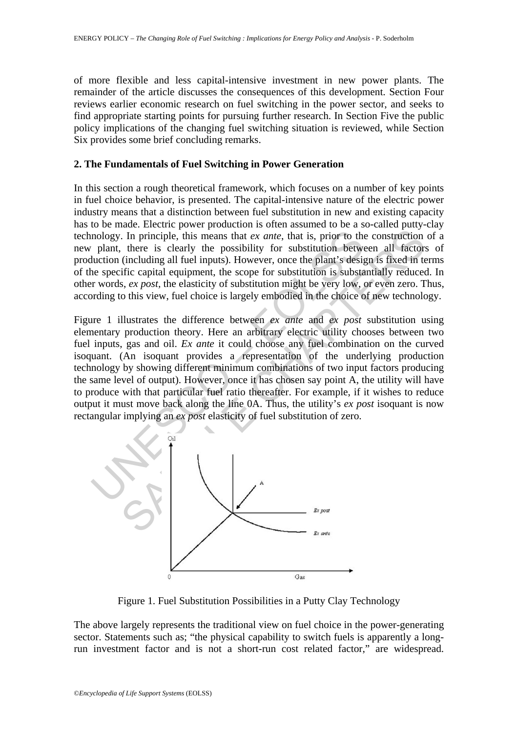of more flexible and less capital-intensive investment in new power plants. The remainder of the article discusses the consequences of this development. Section Four reviews earlier economic research on fuel switching in the power sector, and seeks to find appropriate starting points for pursuing further research. In Section Five the public policy implications of the changing fuel switching situation is reviewed, while Section Six provides some brief concluding remarks.

## 2. The Fundamentals of Fuel Switching in Power Generation

In this section a rough theoretical framework, which focuses on a number of key points in fuel choice behavior, is presented. The capital-intensive nature of the electric power industry means that a distinction between fuel substitution in new and existing capacity has to be made. Electric power production is often assumed to be a so-called putty-clay technology. In principle, this means that *ex ante*, that is, prior to the construction of a new plant, there is clearly the possibility for substitution between all factors of production (including all fuel inputs). However, once the plant's design is fixed in terms of the specific capital equipment, the scope for substitution is substantially reduced. In other words, *ex post*, the elasticity of substitution might be very low, or even zero. Thus, according to this view, fuel choice is largely embodied in the choice of new technology.

Figure 1 illustrates the difference between *ex ante* and *ex post* substitution using elementary production theory. Here an arbitrary electric utility chooses between two fuel inputs, gas and oil. *Ex ante* it could choose any fuel combination on the curved isoquant. (An isoquant provides a representation of the underlying production technology by showing different minimum combinations of two input factors producing the same level of output). However, once it has chosen say point A, the utility will have to produce with that particular fuel ratio thereafter. For example, if it wishes to reduce output it must move back along the line 0A. Thus, the utility's *ex post* isoquant is now rectangular implying an *ex post* elasticity of fuel substitution of zero.

Figure 1. Fuel Substitution Possibilities in a Putty Clay Technology

The above largely represents the traditional view on fuel choice in the power-generating sector. Statements such as; "the physical capability to switch fuels is apparently a long-run investment factor and is not a short-run cost related factor," are widespread.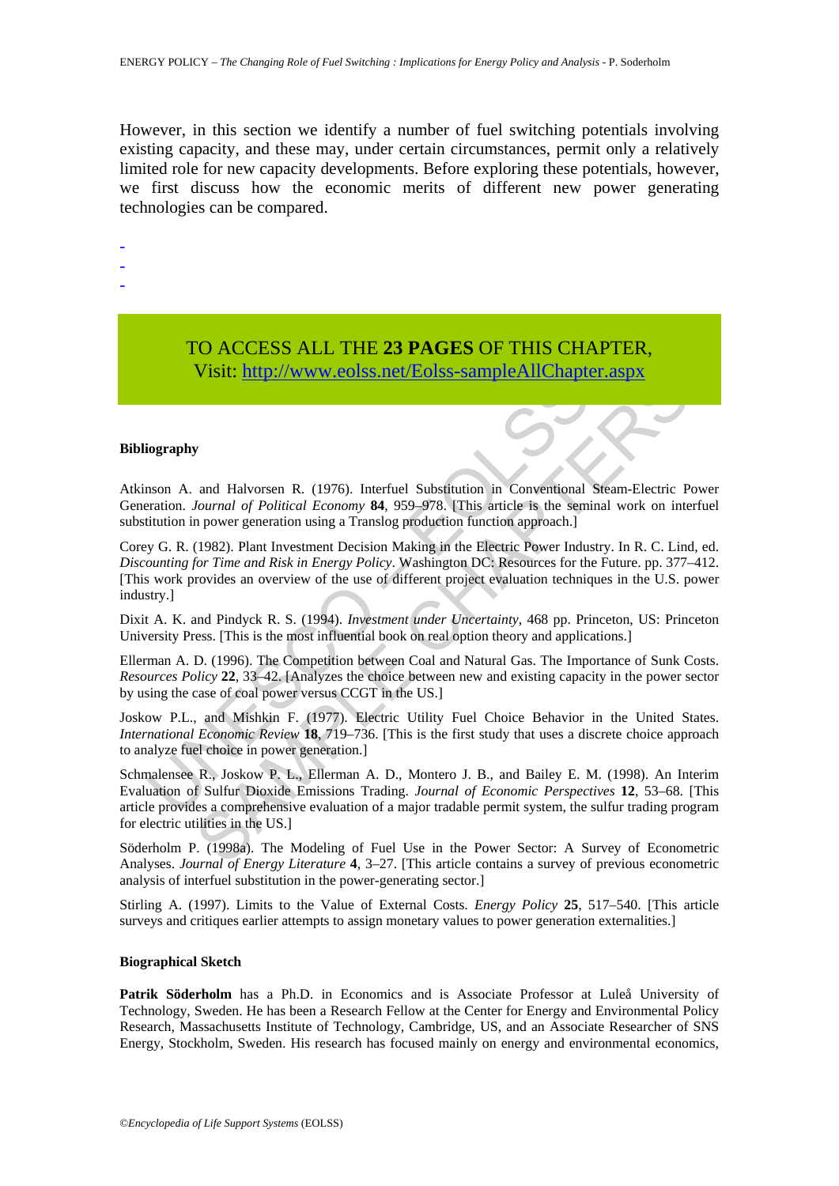However, in this section we identify a number of fuel switching potentials involving existing capacity, and these may, under certain circumstances, permit only a relatively limited role for new capacity developments. Before exploring these potentials, however, we first discuss how the economic merits of different new power generating technologies can be compared.

-
-
-

TO ACCESS ALL THE **23 PAGES** OF THIS CHAPTER,
Visit: http://www.eolss.net/Eolss-sampleAllChapter.aspx

**Bibliography**

Atkinson A. and Halvorsen R. (1976). Interfuel Substitution in Conventional Steam-Electric Power Generation. *Journal of Political Economy* **84**, 959–978. [This article is the seminal work on interfuel substitution in power generation using a Translog production function approach.]

Corey G. R. (1982). Plant Investment Decision Making in the Electric Power Industry. In R. C. Lind, ed. *Discounting for Time and Risk in Energy Policy*. Washington DC: Resources for the Future. pp. 377–412. [This work provides an overview of the use of different project evaluation techniques in the U.S. power industry.]

Dixit A. K. and Pindyck R. S. (1994). *Investment under Uncertainty*, 468 pp. Princeton, US: Princeton University Press. [This is the most influential book on real option theory and applications.]

Ellerman A. D. (1996). The Competition between Coal and Natural Gas. The Importance of Sunk Costs. *Resources Policy* **22**, 33–42. [Analyzes the choice between new and existing capacity in the power sector by using the case of coal power versus CCGT in the US.]

Joskow P.L., and Mishkin F. (1977). Electric Utility Fuel Choice Behavior in the United States. *International Economic Review* **18**, 719–736. [This is the first study that uses a discrete choice approach to analyze fuel choice in power generation.]

Schmalensee R., Joskow P. L., Ellerman A. D., Montero J. B., and Bailey E. M. (1998). An Interim Evaluation of Sulfur Dioxide Emissions Trading. *Journal of Economic Perspectives* **12**, 53–68. [This article provides a comprehensive evaluation of a major tradable permit system, the sulfur trading program for electric utilities in the US.]

Söderholm P. (1998a). The Modeling of Fuel Use in the Power Sector: A Survey of Econometric Analyses. *Journal of Energy Literature* **4**, 3–27. [This article contains a survey of previous econometric analysis of interfuel substitution in the power-generating sector.]

Stirling A. (1997). Limits to the Value of External Costs. *Energy Policy* **25**, 517–540. [This article surveys and critiques earlier attempts to assign monetary values to power generation externalities.]

**Biographical Sketch**

**Patrik Söderholm** has a Ph.D. in Economics and is Associate Professor at Luleå University of Technology, Sweden. He has been a Research Fellow at the Center for Energy and Environmental Policy Research, Massachusetts Institute of Technology, Cambridge, US, and an Associate Researcher of SNS Energy, Stockholm, Sweden. His research has focused mainly on energy and environmental economics,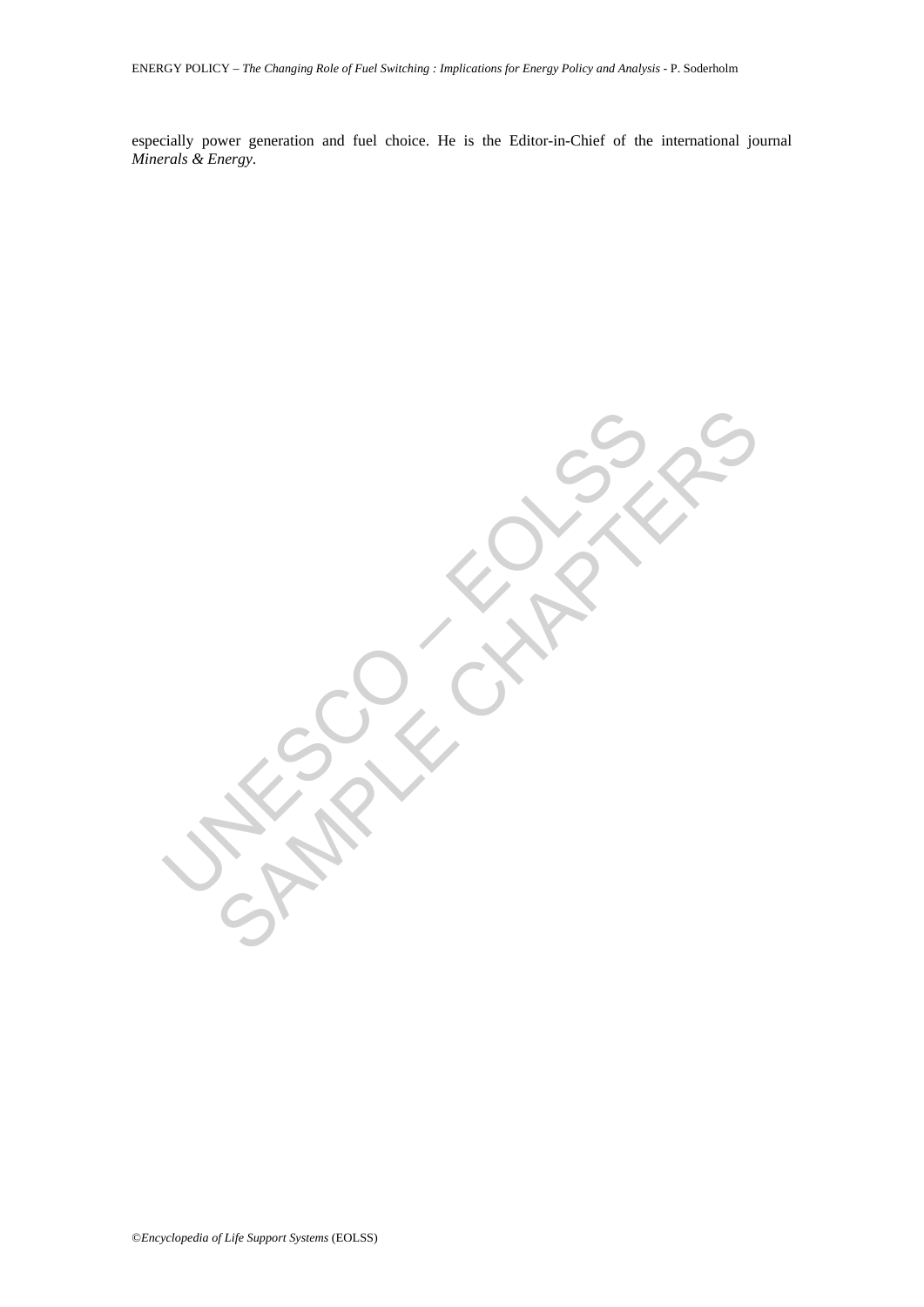especially power generation and fuel choice. He is the Editor-in-Chief of the international journal *Minerals & Energy*.